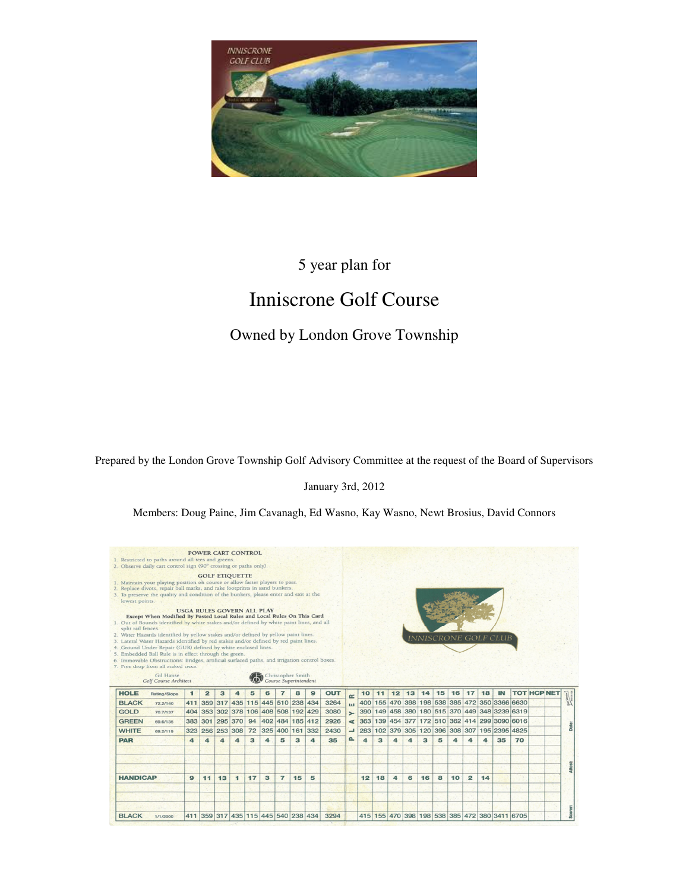5 year plan for

# Inniscrone Golf Course

## Owned by London Grove Township

Prepared by the London Grove Township Golf Advisory Committee at the request of the Board of Supervisors

January 3rd, 2012

Members: Doug Paine, Jim Cavanagh, Ed Wasno, Kay Wasno, Newt Brosius, David Connors

**POWER CART CONTROL**

1. Restricted to paths around all tees and greens.
2. Observe daily cart control sign (90° crossing or paths only).

**GOLF ETIQUETTE**

1. Maintain your playing position on course or allow faster players to pass.
2. Replace divots, repair ball marks, and rake footprints in sand bunkers.
3. To preserve the quality and condition of the bunkers, please enter and exit at the lowest points.

**USGA RULES GOVERN ALL PLAY**
**Except When Modified By Posted Local Rules and Local Rules On This Card**

1. Out of Bounds identified by white stakes and/or defined by white paint lines, and all split rail fences.
2. Water Hazards identified by yellow stakes and/or defined by yellow paint lines.
3. Lateral Water Hazards identified by red stakes and/or defined by red paint lines.
4. Ground Under Repair (GUR) defined by white enclosed lines.
5. Embedded Ball Rule is in effect through the green.
6. Immovable Obstructions: Bridges, artificial surfaced paths, and irrigation control boxes.
7. Free drop from all staked trees.

Gil Hanse, *Golf Course Architect*
Christopher Smith, *Course Superintendent*

INNISCRONE GOLF CLUB

| HOLE | Rating/Slope | 1 | 2 | 3 | 4 | 5 | 6 | 7 | 8 | 9 | OUT | 10 | 11 | 12 | 13 | 14 | 15 | 16 | 17 | 18 | IN | TOT | HCP | NET |
|---|---|---|---|---|---|---|---|---|---|---|---|---|---|---|---|---|---|---|---|---|---|---|---|---|
| BLACK | 72.2/140 | 411 | 359 | 317 | 435 | 115 | 445 | 510 | 238 | 434 | 3264 | 400 | 155 | 470 | 398 | 198 | 538 | 385 | 472 | 350 | 3366 | 6630 | | |
| GOLD | 70.7/137 | 404 | 353 | 302 | 378 | 106 | 408 | 508 | 192 | 429 | 3080 | 390 | 149 | 458 | 380 | 180 | 515 | 370 | 449 | 348 | 3239 | 6319 | | |
| GREEN | 69.6/135 | 383 | 301 | 295 | 370 | 94 | 402 | 484 | 185 | 412 | 2926 | 363 | 139 | 454 | 377 | 172 | 510 | 362 | 414 | 299 | 3090 | 6016 | | |
| WHITE | 69.2/119 | 323 | 256 | 253 | 308 | 72 | 325 | 400 | 161 | 332 | 2430 | 283 | 102 | 379 | 305 | 120 | 396 | 308 | 307 | 195 | 2395 | 4825 | | |
| PAR | | 4 | 4 | 4 | 4 | 3 | 4 | 5 | 3 | 4 | 35 | 4 | 3 | 4 | 4 | 3 | 5 | 4 | 4 | 4 | 35 | 70 | | |
| | | | | | | | | | | | | | | | | | | | | | | | | |
| HANDICAP | | 9 | 11 | 13 | 1 | 17 | 3 | 7 | 15 | 5 | | 12 | 18 | 4 | 6 | 16 | 8 | 10 | 2 | 14 | | | | |
| | | | | | | | | | | | | | | | | | | | | | | | | |
| BLACK | 1/1/2000 | 411 | 359 | 317 | 435 | 115 | 445 | 540 | 238 | 434 | 3294 | 415 | 155 | 470 | 398 | 198 | 538 | 385 | 472 | 380 | 3411 | 6705 | | |

Date:

Attest:

Scorer: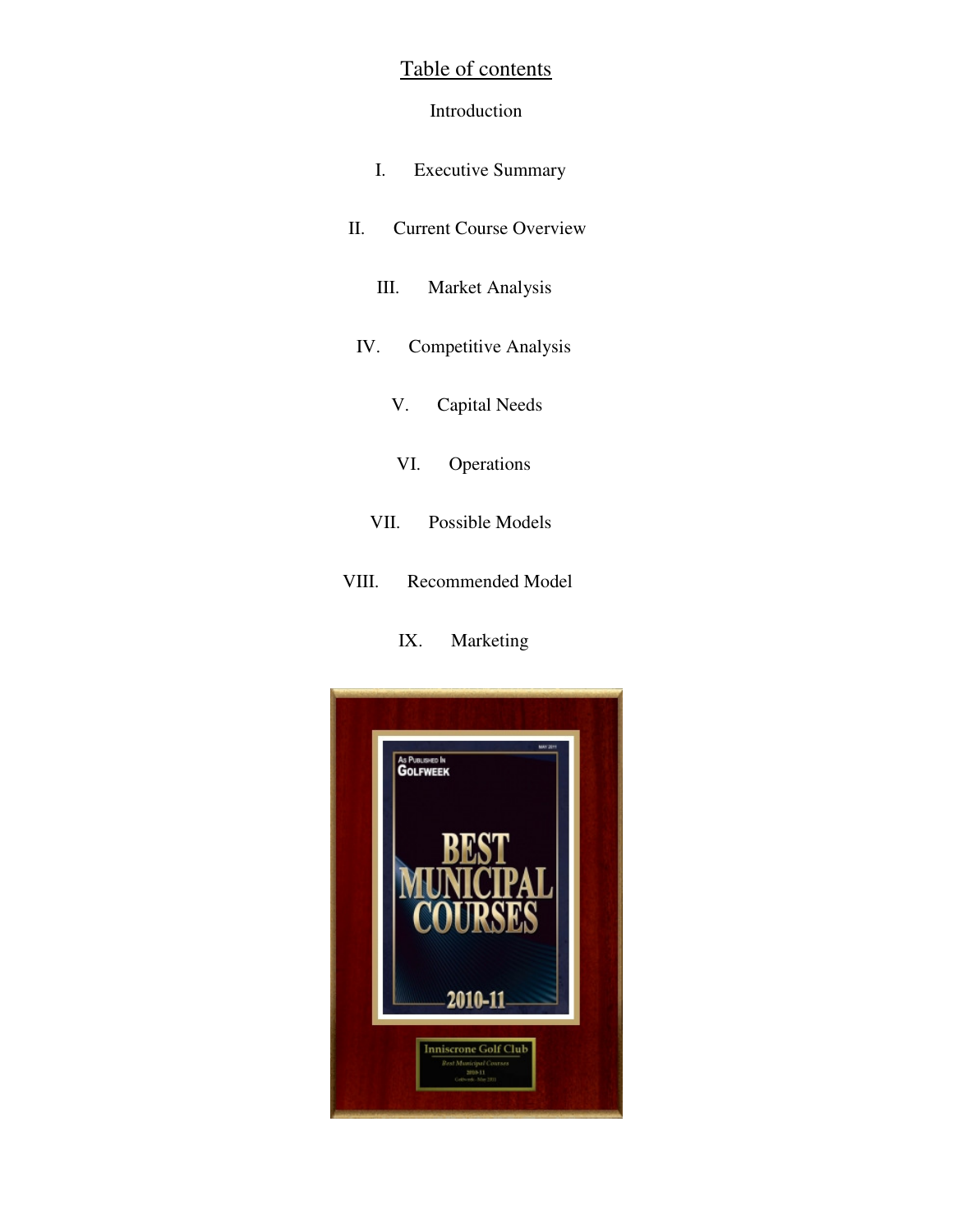# Table of contents

Introduction

I. Executive Summary

II. Current Course Overview

III. Market Analysis

IV. Competitive Analysis

V. Capital Needs

VI. Operations

VII. Possible Models

VIII. Recommended Model

IX. Marketing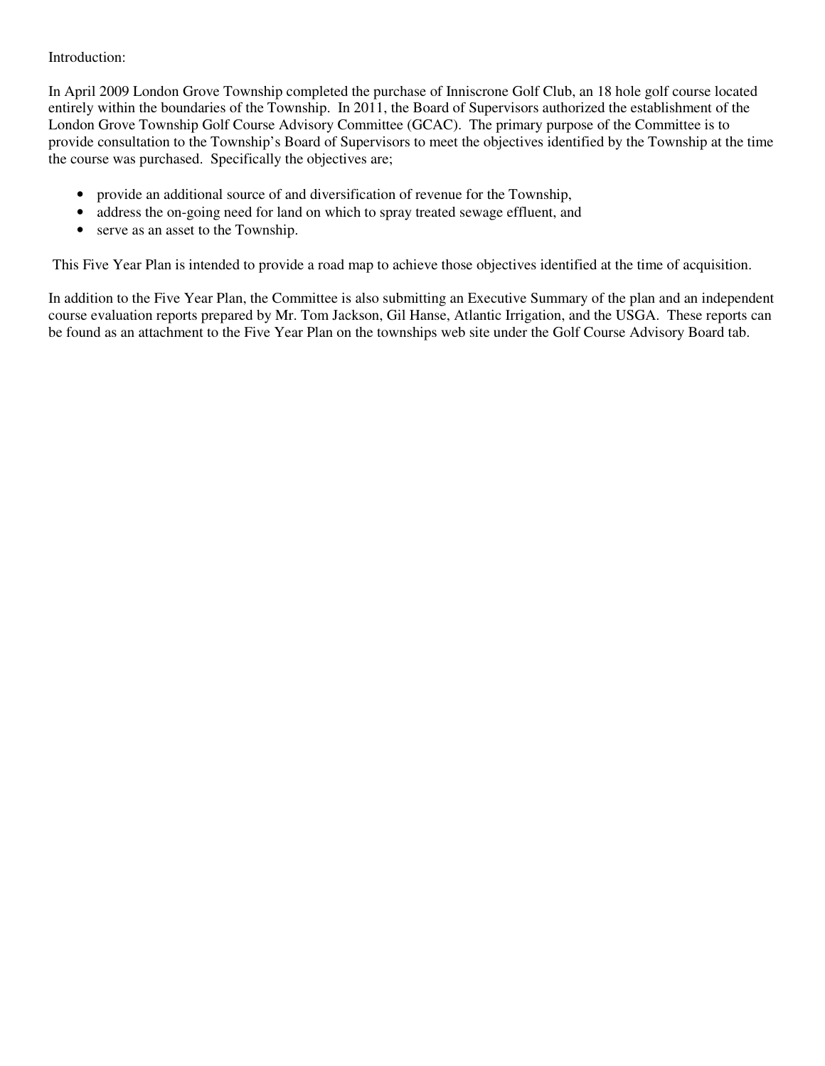Introduction:

In April 2009 London Grove Township completed the purchase of Inniscrone Golf Club, an 18 hole golf course located entirely within the boundaries of the Township. In 2011, the Board of Supervisors authorized the establishment of the London Grove Township Golf Course Advisory Committee (GCAC). The primary purpose of the Committee is to provide consultation to the Township's Board of Supervisors to meet the objectives identified by the Township at the time the course was purchased. Specifically the objectives are;

- provide an additional source of and diversification of revenue for the Township,
- address the on-going need for land on which to spray treated sewage effluent, and
- serve as an asset to the Township.

This Five Year Plan is intended to provide a road map to achieve those objectives identified at the time of acquisition.

In addition to the Five Year Plan, the Committee is also submitting an Executive Summary of the plan and an independent course evaluation reports prepared by Mr. Tom Jackson, Gil Hanse, Atlantic Irrigation, and the USGA. These reports can be found as an attachment to the Five Year Plan on the townships web site under the Golf Course Advisory Board tab.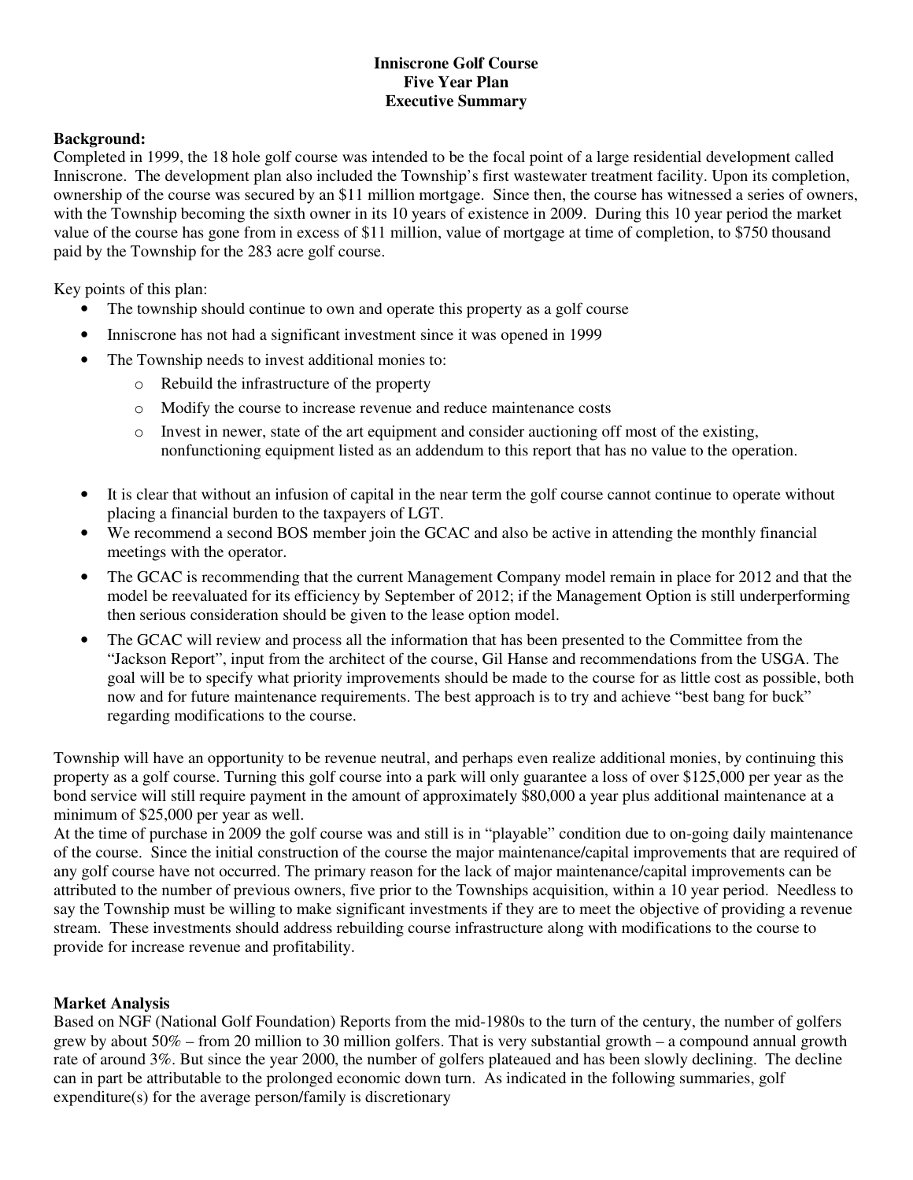**Inniscrone Golf Course**
**Five Year Plan**
**Executive Summary**

**Background:**
Completed in 1999, the 18 hole golf course was intended to be the focal point of a large residential development called Inniscrone. The development plan also included the Township's first wastewater treatment facility. Upon its completion, ownership of the course was secured by an $11 million mortgage. Since then, the course has witnessed a series of owners, with the Township becoming the sixth owner in its 10 years of existence in 2009. During this 10 year period the market value of the course has gone from in excess of $11 million, value of mortgage at time of completion, to $750 thousand paid by the Township for the 283 acre golf course.

Key points of this plan:

- The township should continue to own and operate this property as a golf course
- Inniscrone has not had a significant investment since it was opened in 1999
- The Township needs to invest additional monies to:
  - Rebuild the infrastructure of the property
  - Modify the course to increase revenue and reduce maintenance costs
  - Invest in newer, state of the art equipment and consider auctioning off most of the existing, nonfunctioning equipment listed as an addendum to this report that has no value to the operation.

- It is clear that without an infusion of capital in the near term the golf course cannot continue to operate without placing a financial burden to the taxpayers of LGT.
- We recommend a second BOS member join the GCAC and also be active in attending the monthly financial meetings with the operator.
- The GCAC is recommending that the current Management Company model remain in place for 2012 and that the model be reevaluated for its efficiency by September of 2012; if the Management Option is still underperforming then serious consideration should be given to the lease option model.
- The GCAC will review and process all the information that has been presented to the Committee from the "Jackson Report", input from the architect of the course, Gil Hanse and recommendations from the USGA. The goal will be to specify what priority improvements should be made to the course for as little cost as possible, both now and for future maintenance requirements. The best approach is to try and achieve "best bang for buck" regarding modifications to the course.

Township will have an opportunity to be revenue neutral, and perhaps even realize additional monies, by continuing this property as a golf course. Turning this golf course into a park will only guarantee a loss of over $125,000 per year as the bond service will still require payment in the amount of approximately $80,000 a year plus additional maintenance at a minimum of $25,000 per year as well.

At the time of purchase in 2009 the golf course was and still is in "playable" condition due to on-going daily maintenance of the course. Since the initial construction of the course the major maintenance/capital improvements that are required of any golf course have not occurred. The primary reason for the lack of major maintenance/capital improvements can be attributed to the number of previous owners, five prior to the Townships acquisition, within a 10 year period. Needless to say the Township must be willing to make significant investments if they are to meet the objective of providing a revenue stream. These investments should address rebuilding course infrastructure along with modifications to the course to provide for increase revenue and profitability.

**Market Analysis**
Based on NGF (National Golf Foundation) Reports from the mid-1980s to the turn of the century, the number of golfers grew by about 50% – from 20 million to 30 million golfers. That is very substantial growth – a compound annual growth rate of around 3%. But since the year 2000, the number of golfers plateaued and has been slowly declining. The decline can in part be attributable to the prolonged economic down turn. As indicated in the following summaries, golf expenditure(s) for the average person/family is discretionary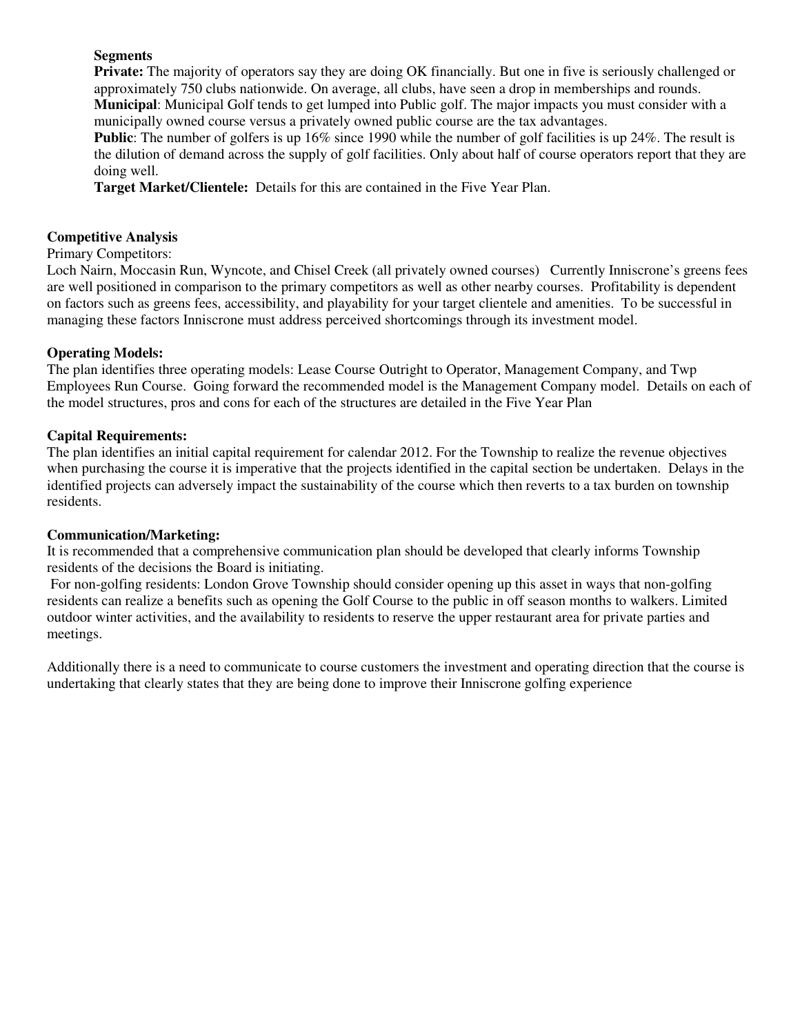**Segments**

**Private:** The majority of operators say they are doing OK financially. But one in five is seriously challenged or approximately 750 clubs nationwide. On average, all clubs, have seen a drop in memberships and rounds.

**Municipal**: Municipal Golf tends to get lumped into Public golf. The major impacts you must consider with a municipally owned course versus a privately owned public course are the tax advantages.

**Public**: The number of golfers is up 16% since 1990 while the number of golf facilities is up 24%. The result is the dilution of demand across the supply of golf facilities. Only about half of course operators report that they are doing well.

**Target Market/Clientele:** Details for this are contained in the Five Year Plan.

**Competitive Analysis**

Primary Competitors:

Loch Nairn, Moccasin Run, Wyncote, and Chisel Creek (all privately owned courses) Currently Inniscrone's greens fees are well positioned in comparison to the primary competitors as well as other nearby courses. Profitability is dependent on factors such as greens fees, accessibility, and playability for your target clientele and amenities. To be successful in managing these factors Inniscrone must address perceived shortcomings through its investment model.

**Operating Models:**

The plan identifies three operating models: Lease Course Outright to Operator, Management Company, and Twp Employees Run Course. Going forward the recommended model is the Management Company model. Details on each of the model structures, pros and cons for each of the structures are detailed in the Five Year Plan

**Capital Requirements:**

The plan identifies an initial capital requirement for calendar 2012. For the Township to realize the revenue objectives when purchasing the course it is imperative that the projects identified in the capital section be undertaken. Delays in the identified projects can adversely impact the sustainability of the course which then reverts to a tax burden on township residents.

**Communication/Marketing:**

It is recommended that a comprehensive communication plan should be developed that clearly informs Township residents of the decisions the Board is initiating.

For non-golfing residents: London Grove Township should consider opening up this asset in ways that non-golfing residents can realize a benefits such as opening the Golf Course to the public in off season months to walkers. Limited outdoor winter activities, and the availability to residents to reserve the upper restaurant area for private parties and meetings.

Additionally there is a need to communicate to course customers the investment and operating direction that the course is undertaking that clearly states that they are being done to improve their Inniscrone golfing experience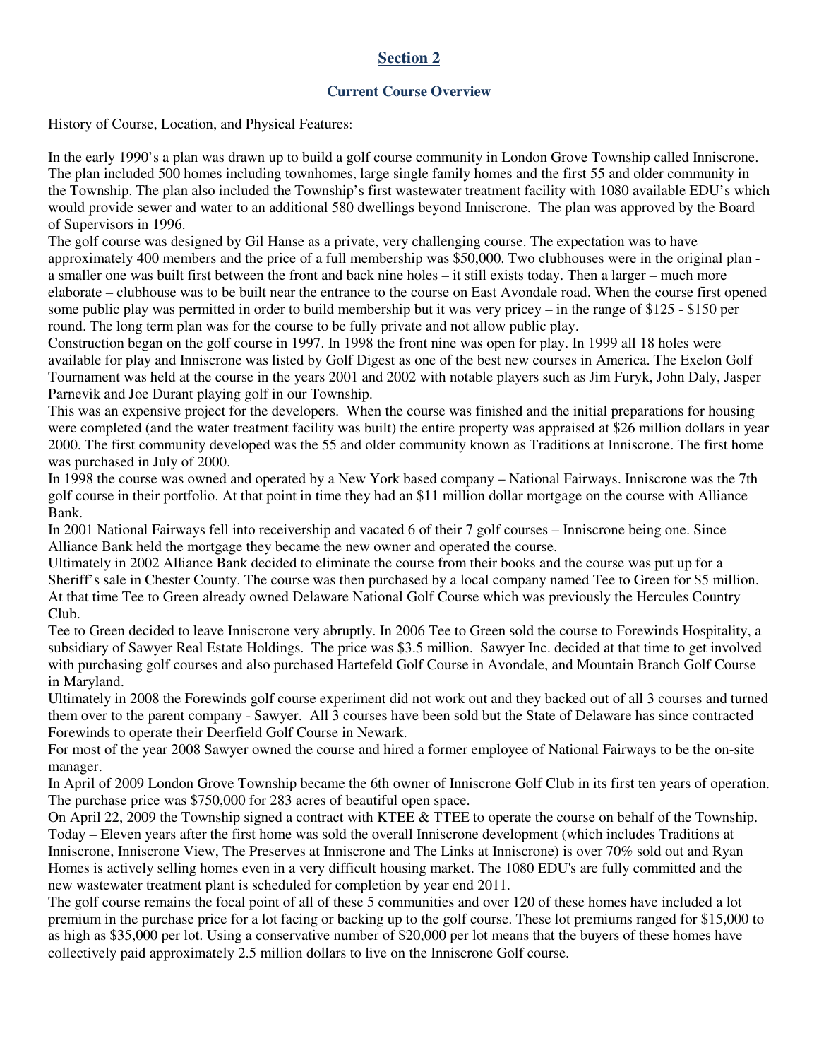# Section 2

## Current Course Overview

History of Course, Location, and Physical Features:

In the early 1990's a plan was drawn up to build a golf course community in London Grove Township called Inniscrone. The plan included 500 homes including townhomes, large single family homes and the first 55 and older community in the Township. The plan also included the Township's first wastewater treatment facility with 1080 available EDU's which would provide sewer and water to an additional 580 dwellings beyond Inniscrone. The plan was approved by the Board of Supervisors in 1996.

The golf course was designed by Gil Hanse as a private, very challenging course. The expectation was to have approximately 400 members and the price of a full membership was $50,000. Two clubhouses were in the original plan - a smaller one was built first between the front and back nine holes – it still exists today. Then a larger – much more elaborate – clubhouse was to be built near the entrance to the course on East Avondale road. When the course first opened some public play was permitted in order to build membership but it was very pricey – in the range of $125 - $150 per round. The long term plan was for the course to be fully private and not allow public play.

Construction began on the golf course in 1997. In 1998 the front nine was open for play. In 1999 all 18 holes were available for play and Inniscrone was listed by Golf Digest as one of the best new courses in America. The Exelon Golf Tournament was held at the course in the years 2001 and 2002 with notable players such as Jim Furyk, John Daly, Jasper Parnevik and Joe Durant playing golf in our Township.

This was an expensive project for the developers. When the course was finished and the initial preparations for housing were completed (and the water treatment facility was built) the entire property was appraised at $26 million dollars in year 2000. The first community developed was the 55 and older community known as Traditions at Inniscrone. The first home was purchased in July of 2000.

In 1998 the course was owned and operated by a New York based company – National Fairways. Inniscrone was the 7th golf course in their portfolio. At that point in time they had an $11 million dollar mortgage on the course with Alliance Bank.

In 2001 National Fairways fell into receivership and vacated 6 of their 7 golf courses – Inniscrone being one. Since Alliance Bank held the mortgage they became the new owner and operated the course.

Ultimately in 2002 Alliance Bank decided to eliminate the course from their books and the course was put up for a Sheriff's sale in Chester County. The course was then purchased by a local company named Tee to Green for $5 million. At that time Tee to Green already owned Delaware National Golf Course which was previously the Hercules Country Club.

Tee to Green decided to leave Inniscrone very abruptly. In 2006 Tee to Green sold the course to Forewinds Hospitality, a subsidiary of Sawyer Real Estate Holdings. The price was $3.5 million. Sawyer Inc. decided at that time to get involved with purchasing golf courses and also purchased Hartefeld Golf Course in Avondale, and Mountain Branch Golf Course in Maryland.

Ultimately in 2008 the Forewinds golf course experiment did not work out and they backed out of all 3 courses and turned them over to the parent company - Sawyer. All 3 courses have been sold but the State of Delaware has since contracted Forewinds to operate their Deerfield Golf Course in Newark.

For most of the year 2008 Sawyer owned the course and hired a former employee of National Fairways to be the on-site manager.

In April of 2009 London Grove Township became the 6th owner of Inniscrone Golf Club in its first ten years of operation. The purchase price was $750,000 for 283 acres of beautiful open space.

On April 22, 2009 the Township signed a contract with KTEE & TTEE to operate the course on behalf of the Township.

Today – Eleven years after the first home was sold the overall Inniscrone development (which includes Traditions at Inniscrone, Inniscrone View, The Preserves at Inniscrone and The Links at Inniscrone) is over 70% sold out and Ryan Homes is actively selling homes even in a very difficult housing market. The 1080 EDU's are fully committed and the new wastewater treatment plant is scheduled for completion by year end 2011.

The golf course remains the focal point of all of these 5 communities and over 120 of these homes have included a lot premium in the purchase price for a lot facing or backing up to the golf course. These lot premiums ranged for $15,000 to as high as $35,000 per lot. Using a conservative number of $20,000 per lot means that the buyers of these homes have collectively paid approximately 2.5 million dollars to live on the Inniscrone Golf course.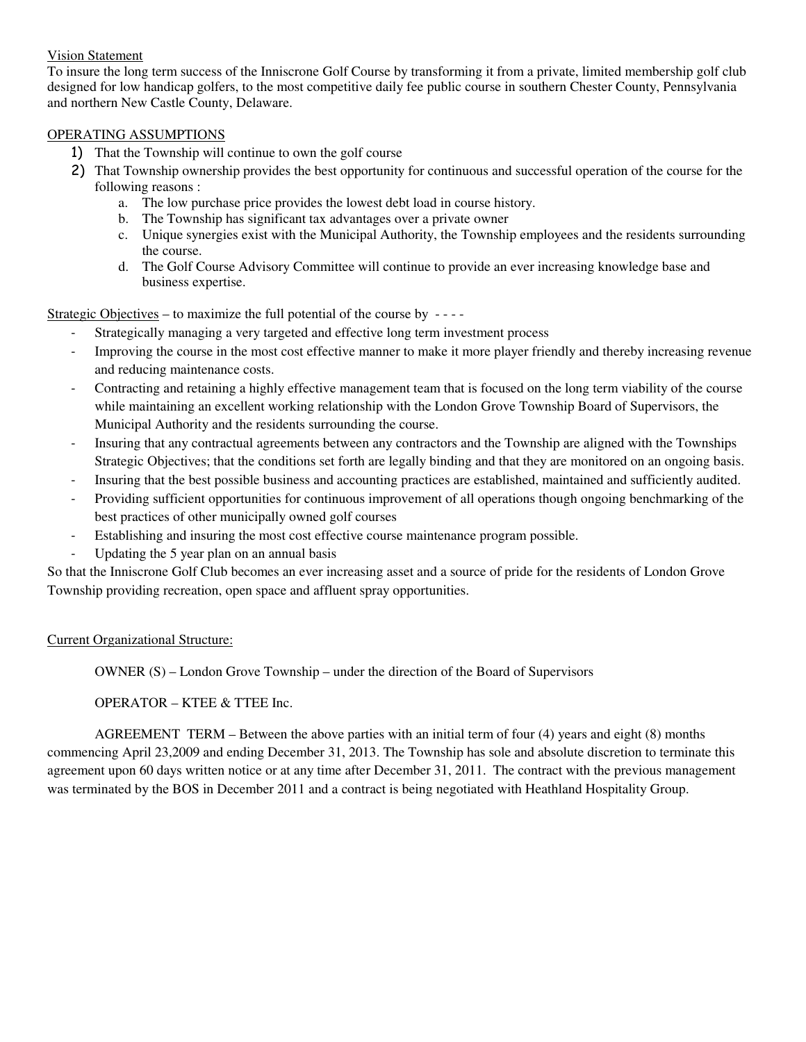Vision Statement

To insure the long term success of the Inniscrone Golf Course by transforming it from a private, limited membership golf club designed for low handicap golfers, to the most competitive daily fee public course in southern Chester County, Pennsylvania and northern New Castle County, Delaware.

OPERATING ASSUMPTIONS

1) That the Township will continue to own the golf course
2) That Township ownership provides the best opportunity for continuous and successful operation of the course for the following reasons :
   a. The low purchase price provides the lowest debt load in course history.
   b. The Township has significant tax advantages over a private owner
   c. Unique synergies exist with the Municipal Authority, the Township employees and the residents surrounding the course.
   d. The Golf Course Advisory Committee will continue to provide an ever increasing knowledge base and business expertise.

Strategic Objectives – to maximize the full potential of the course by - - - -

- Strategically managing a very targeted and effective long term investment process
- Improving the course in the most cost effective manner to make it more player friendly and thereby increasing revenue and reducing maintenance costs.
- Contracting and retaining a highly effective management team that is focused on the long term viability of the course while maintaining an excellent working relationship with the London Grove Township Board of Supervisors, the Municipal Authority and the residents surrounding the course.
- Insuring that any contractual agreements between any contractors and the Township are aligned with the Townships Strategic Objectives; that the conditions set forth are legally binding and that they are monitored on an ongoing basis.
- Insuring that the best possible business and accounting practices are established, maintained and sufficiently audited.
- Providing sufficient opportunities for continuous improvement of all operations though ongoing benchmarking of the best practices of other municipally owned golf courses
- Establishing and insuring the most cost effective course maintenance program possible.
- Updating the 5 year plan on an annual basis

So that the Inniscrone Golf Club becomes an ever increasing asset and a source of pride for the residents of London Grove Township providing recreation, open space and affluent spray opportunities.

Current Organizational Structure:

OWNER (S) – London Grove Township – under the direction of the Board of Supervisors

OPERATOR – KTEE & TTEE Inc.

AGREEMENT TERM – Between the above parties with an initial term of four (4) years and eight (8) months commencing April 23,2009 and ending December 31, 2013. The Township has sole and absolute discretion to terminate this agreement upon 60 days written notice or at any time after December 31, 2011. The contract with the previous management was terminated by the BOS in December 2011 and a contract is being negotiated with Heathland Hospitality Group.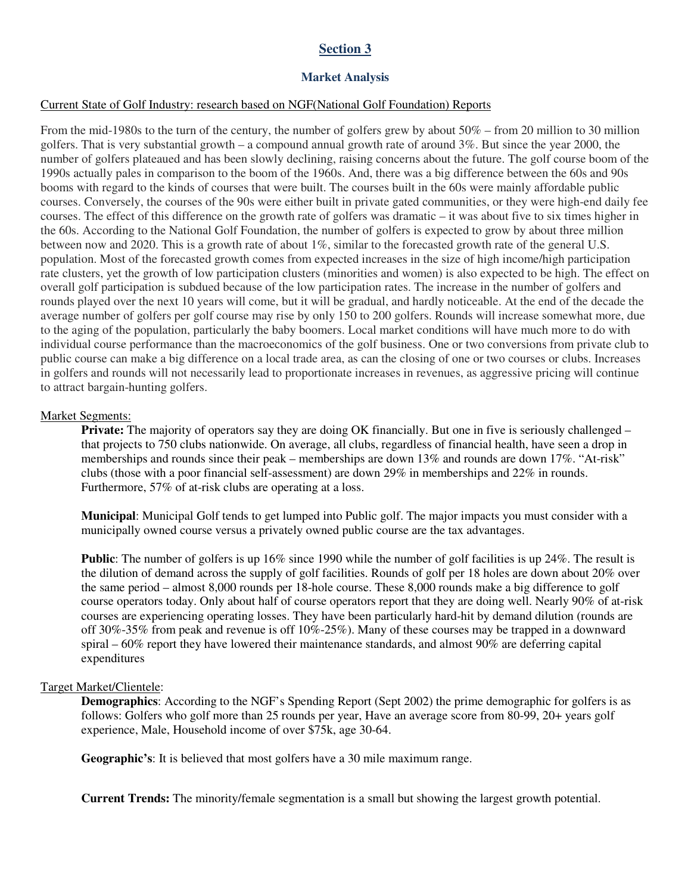# Section 3

## Market Analysis

Current State of Golf Industry: research based on NGF(National Golf Foundation) Reports

From the mid-1980s to the turn of the century, the number of golfers grew by about 50% – from 20 million to 30 million golfers. That is very substantial growth – a compound annual growth rate of around 3%. But since the year 2000, the number of golfers plateaued and has been slowly declining, raising concerns about the future. The golf course boom of the 1990s actually pales in comparison to the boom of the 1960s. And, there was a big difference between the 60s and 90s booms with regard to the kinds of courses that were built. The courses built in the 60s were mainly affordable public courses. Conversely, the courses of the 90s were either built in private gated communities, or they were high-end daily fee courses. The effect of this difference on the growth rate of golfers was dramatic – it was about five to six times higher in the 60s. According to the National Golf Foundation, the number of golfers is expected to grow by about three million between now and 2020. This is a growth rate of about 1%, similar to the forecasted growth rate of the general U.S. population. Most of the forecasted growth comes from expected increases in the size of high income/high participation rate clusters, yet the growth of low participation clusters (minorities and women) is also expected to be high. The effect on overall golf participation is subdued because of the low participation rates. The increase in the number of golfers and rounds played over the next 10 years will come, but it will be gradual, and hardly noticeable. At the end of the decade the average number of golfers per golf course may rise by only 150 to 200 golfers. Rounds will increase somewhat more, due to the aging of the population, particularly the baby boomers. Local market conditions will have much more to do with individual course performance than the macroeconomics of the golf business. One or two conversions from private club to public course can make a big difference on a local trade area, as can the closing of one or two courses or clubs. Increases in golfers and rounds will not necessarily lead to proportionate increases in revenues, as aggressive pricing will continue to attract bargain-hunting golfers.

Market Segments:

**Private:** The majority of operators say they are doing OK financially. But one in five is seriously challenged – that projects to 750 clubs nationwide. On average, all clubs, regardless of financial health, have seen a drop in memberships and rounds since their peak – memberships are down 13% and rounds are down 17%. "At-risk" clubs (those with a poor financial self-assessment) are down 29% in memberships and 22% in rounds. Furthermore, 57% of at-risk clubs are operating at a loss.

**Municipal**: Municipal Golf tends to get lumped into Public golf. The major impacts you must consider with a municipally owned course versus a privately owned public course are the tax advantages.

**Public**: The number of golfers is up 16% since 1990 while the number of golf facilities is up 24%. The result is the dilution of demand across the supply of golf facilities. Rounds of golf per 18 holes are down about 20% over the same period – almost 8,000 rounds per 18-hole course. These 8,000 rounds make a big difference to golf course operators today. Only about half of course operators report that they are doing well. Nearly 90% of at-risk courses are experiencing operating losses. They have been particularly hard-hit by demand dilution (rounds are off 30%-35% from peak and revenue is off 10%-25%). Many of these courses may be trapped in a downward spiral – 60% report they have lowered their maintenance standards, and almost 90% are deferring capital expenditures

Target Market/Clientele:

**Demographics**: According to the NGF's Spending Report (Sept 2002) the prime demographic for golfers is as follows: Golfers who golf more than 25 rounds per year, Have an average score from 80-99, 20+ years golf experience, Male, Household income of over $75k, age 30-64.

**Geographic's**: It is believed that most golfers have a 30 mile maximum range.

**Current Trends:** The minority/female segmentation is a small but showing the largest growth potential.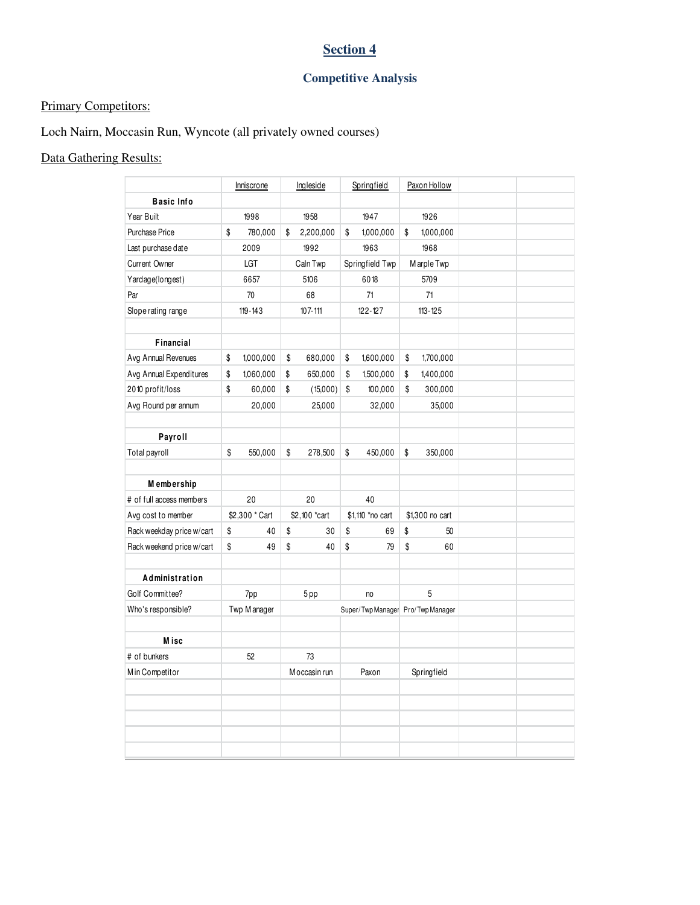# Section 4

## Competitive Analysis

Primary Competitors:

Loch Nairn, Moccasin Run, Wyncote (all privately owned courses)

Data Gathering Results:

| | Inniscrone | Ingleside | Springfield | Paxon Hollow |
|---|---|---|---|---|
| **Basic Info** | | | | |
| Year Built | 1998 | 1958 | 1947 | 1926 |
| Purchase Price | $ 780,000 | $ 2,200,000 | $ 1,000,000 | $ 1,000,000 |
| Last purchase date | 2009 | 1992 | 1963 | 1968 |
| Current Owner | LGT | Caln Twp | Springfield Twp | Marple Twp |
| Yardage(longest) | 6657 | 5106 | 6018 | 5709 |
| Par | 70 | 68 | 71 | 71 |
| Slope rating range | 119-143 | 107-111 | 122-127 | 113-125 |
| | | | | |
| **Financial** | | | | |
| Avg Annual Revenues | $ 1,000,000 | $ 680,000 | $ 1,600,000 | $ 1,700,000 |
| Avg Annual Expenditures | $ 1,060,000 | $ 650,000 | $ 1,500,000 | $ 1,400,000 |
| 2010 profit/loss | $ 60,000 | $ (15,000) | $ 100,000 | $ 300,000 |
| Avg Round per annum | 20,000 | 25,000 | 32,000 | 35,000 |
| | | | | |
| **Payroll** | | | | |
| Total payroll | $ 550,000 | $ 278,500 | $ 450,000 | $ 350,000 |
| | | | | |
| **Membership** | | | | |
| # of full access members | 20 | 20 | 40 | |
| Avg cost to member | $2,300 * Cart | $2,100 *cart | $1,110 *no cart | $1,300 no cart |
| Rack weekday price w/cart | $ 40 | $ 30 | $ 69 | $ 50 |
| Rack weekend price w/cart | $ 49 | $ 40 | $ 79 | $ 60 |
| | | | | |
| **Administration** | | | | |
| Golf Committee? | 7pp | 5pp | no | 5 |
| Who's responsible? | Twp Manager | | Super/Twp Manager | Pro/Twp Manager |
| | | | | |
| **Misc** | | | | |
| # of bunkers | 52 | 73 | | |
| Min Competitor | | Moccasin run | Paxon | Springfield |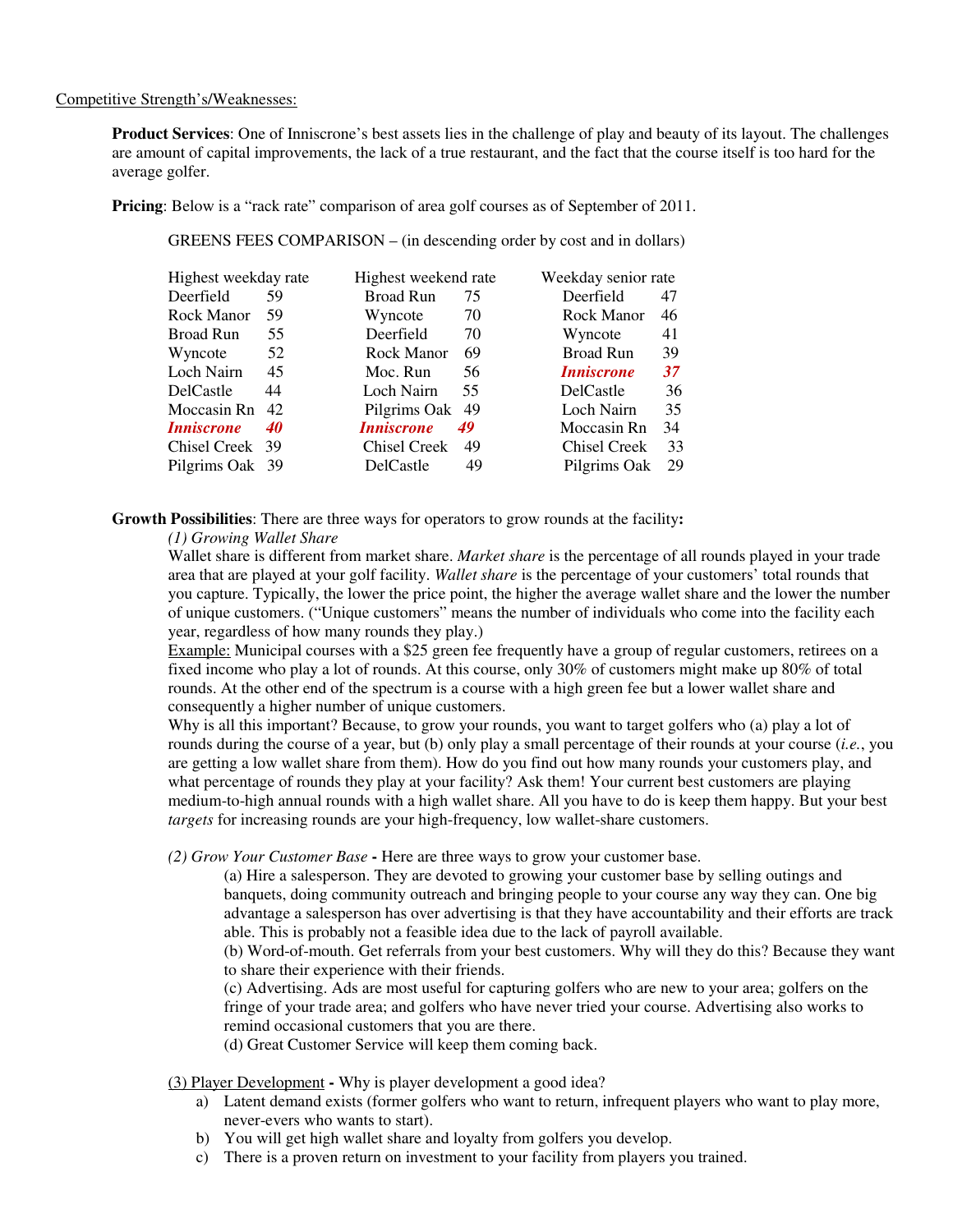Competitive Strength's/Weaknesses:

**Product Services**: One of Inniscrone's best assets lies in the challenge of play and beauty of its layout. The challenges are amount of capital improvements, the lack of a true restaurant, and the fact that the course itself is too hard for the average golfer.

**Pricing**: Below is a "rack rate" comparison of area golf courses as of September of 2011.

GREENS FEES COMPARISON – (in descending order by cost and in dollars)

| Highest weekday rate | | Highest weekend rate | | Weekday senior rate | |
|---|---|---|---|---|---|
| Deerfield | 59 | Broad Run | 75 | Deerfield | 47 |
| Rock Manor | 59 | Wyncote | 70 | Rock Manor | 46 |
| Broad Run | 55 | Deerfield | 70 | Wyncote | 41 |
| Wyncote | 52 | Rock Manor | 69 | Broad Run | 39 |
| Loch Nairn | 45 | Moc. Run | 56 | ***Inniscrone*** | ***37*** |
| DelCastle | 44 | Loch Nairn | 55 | DelCastle | 36 |
| Moccasin Rn | 42 | Pilgrims Oak | 49 | Loch Nairn | 35 |
| ***Inniscrone*** | ***40*** | ***Inniscrone*** | ***49*** | Moccasin Rn | 34 |
| Chisel Creek | 39 | Chisel Creek | 49 | Chisel Creek | 33 |
| Pilgrims Oak | 39 | DelCastle | 49 | Pilgrims Oak | 29 |

**Growth Possibilities**: There are three ways for operators to grow rounds at the facility**:**

*(1) Growing Wallet Share*

Wallet share is different from market share. *Market share* is the percentage of all rounds played in your trade area that are played at your golf facility. *Wallet share* is the percentage of your customers' total rounds that you capture. Typically, the lower the price point, the higher the average wallet share and the lower the number of unique customers. ("Unique customers" means the number of individuals who come into the facility each year, regardless of how many rounds they play.)

Example: Municipal courses with a $25 green fee frequently have a group of regular customers, retirees on a fixed income who play a lot of rounds. At this course, only 30% of customers might make up 80% of total rounds. At the other end of the spectrum is a course with a high green fee but a lower wallet share and consequently a higher number of unique customers.

Why is all this important? Because, to grow your rounds, you want to target golfers who (a) play a lot of rounds during the course of a year, but (b) only play a small percentage of their rounds at your course (*i.e.*, you are getting a low wallet share from them). How do you find out how many rounds your customers play, and what percentage of rounds they play at your facility? Ask them! Your current best customers are playing medium-to-high annual rounds with a high wallet share. All you have to do is keep them happy. But your best *targets* for increasing rounds are your high-frequency, low wallet-share customers.

*(2) Grow Your Customer Base* **-** Here are three ways to grow your customer base.

(a) Hire a salesperson. They are devoted to growing your customer base by selling outings and banquets, doing community outreach and bringing people to your course any way they can. One big advantage a salesperson has over advertising is that they have accountability and their efforts are track able. This is probably not a feasible idea due to the lack of payroll available.

(b) Word-of-mouth. Get referrals from your best customers. Why will they do this? Because they want to share their experience with their friends.

(c) Advertising. Ads are most useful for capturing golfers who are new to your area; golfers on the fringe of your trade area; and golfers who have never tried your course. Advertising also works to remind occasional customers that you are there.

(d) Great Customer Service will keep them coming back.

(3) Player Development **-** Why is player development a good idea?

a) Latent demand exists (former golfers who want to return, infrequent players who want to play more, never-evers who wants to start).
b) You will get high wallet share and loyalty from golfers you develop.
c) There is a proven return on investment to your facility from players you trained.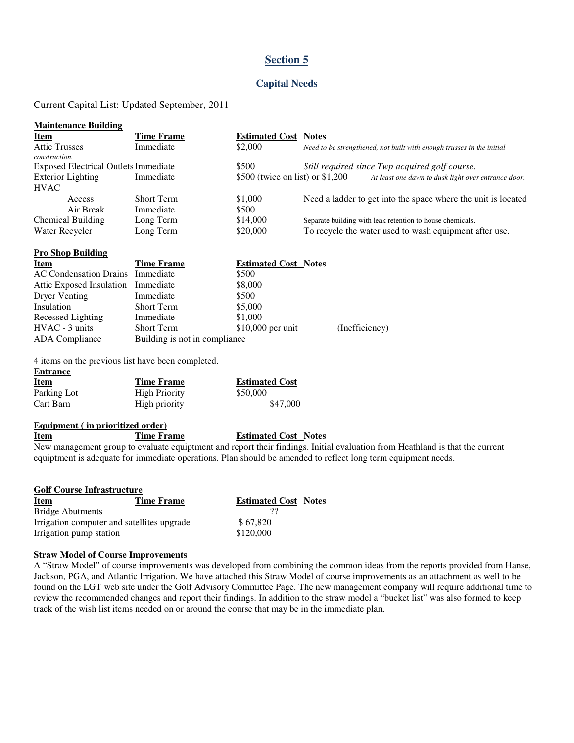# Section 5

## Capital Needs

Current Capital List: Updated September, 2011

**Maintenance Building**

| Item | Time Frame | Estimated Cost | Notes |
|---|---|---|---|
| Attic Trusses | Immediate | $2,000 | *Need to be strengthened, not built with enough trusses in the initial construction.* |
| Exposed Electrical Outlets | Immediate | $500 | *Still required since Twp acquired golf course.* |
| Exterior Lighting | Immediate | $500 (twice on list) or $1,200 | *At least one dawn to dusk light over entrance door.* |
| HVAC | | | |
| Access | Short Term | $1,000 | Need a ladder to get into the space where the unit is located |
| Air Break | Immediate | $500 | |
| Chemical Building | Long Term | $14,000 | Separate building with leak retention to house chemicals. |
| Water Recycler | Long Term | $20,000 | To recycle the water used to wash equipment after use. |

**Pro Shop Building**

| Item | Time Frame | Estimated Cost | Notes |
|---|---|---|---|
| AC Condensation Drains | Immediate | $500 | |
| Attic Exposed Insulation | Immediate | $8,000 | |
| Dryer Venting | Immediate | $500 | |
| Insulation | Short Term | $5,000 | |
| Recessed Lighting | Immediate | $1,000 | |
| HVAC - 3 units | Short Term | $10,000 per unit | (Inefficiency) |
| ADA Compliance | Building is not in compliance | | |

4 items on the previous list have been completed.

**Entrance**

| Item | Time Frame | Estimated Cost |
|---|---|---|
| Parking Lot | High Priority | $50,000 |
| Cart Barn | High priority | $47,000 |

**Equipment ( in prioritized order)**

| Item | Time Frame | Estimated Cost | Notes |
|---|---|---|---|

New management group to evaluate equiptment and report their findings. Initial evaluation from Heathland is that the current equiptment is adequate for immediate operations. Plan should be amended to reflect long term equipment needs.

**Golf Course Infrastructure**

| Item | Time Frame | Estimated Cost | Notes |
|---|---|---|---|
| Bridge Abutments | | ?? | |
| Irrigation computer and satellites upgrade | | $ 67,820 | |
| Irrigation pump station | | $120,000 | |

**Straw Model of Course Improvements**

A "Straw Model" of course improvements was developed from combining the common ideas from the reports provided from Hanse, Jackson, PGA, and Atlantic Irrigation. We have attached this Straw Model of course improvements as an attachment as well to be found on the LGT web site under the Golf Advisory Committee Page. The new management company will require additional time to review the recommended changes and report their findings. In addition to the straw model a "bucket list" was also formed to keep track of the wish list items needed on or around the course that may be in the immediate plan.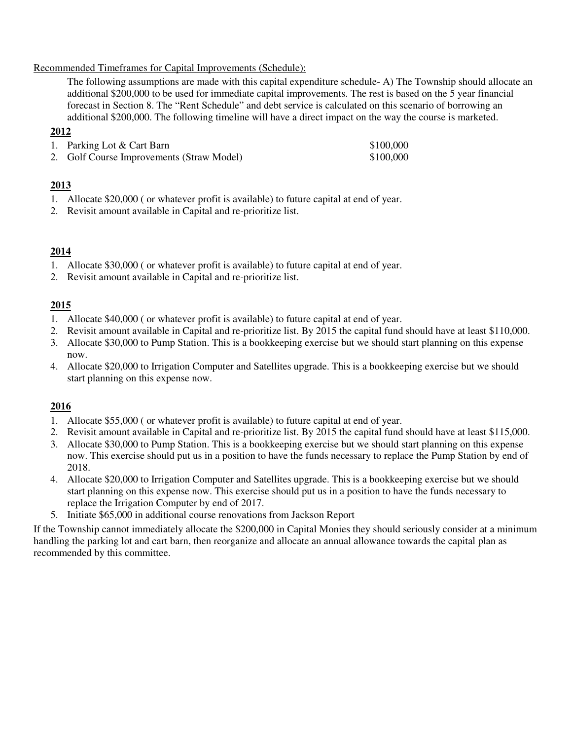Recommended Timeframes for Capital Improvements (Schedule):

The following assumptions are made with this capital expenditure schedule- A) The Township should allocate an additional $200,000 to be used for immediate capital improvements. The rest is based on the 5 year financial forecast in Section 8. The "Rent Schedule" and debt service is calculated on this scenario of borrowing an additional $200,000. The following timeline will have a direct impact on the way the course is marketed.

**2012**

1. Parking Lot & Cart Barn $100,000
2. Golf Course Improvements (Straw Model) $100,000

**2013**

1. Allocate $20,000 ( or whatever profit is available) to future capital at end of year.
2. Revisit amount available in Capital and re-prioritize list.

**2014**

1. Allocate $30,000 ( or whatever profit is available) to future capital at end of year.
2. Revisit amount available in Capital and re-prioritize list.

**2015**

1. Allocate $40,000 ( or whatever profit is available) to future capital at end of year.
2. Revisit amount available in Capital and re-prioritize list. By 2015 the capital fund should have at least $110,000.
3. Allocate $30,000 to Pump Station. This is a bookkeeping exercise but we should start planning on this expense now.
4. Allocate $20,000 to Irrigation Computer and Satellites upgrade. This is a bookkeeping exercise but we should start planning on this expense now.

**2016**

1. Allocate $55,000 ( or whatever profit is available) to future capital at end of year.
2. Revisit amount available in Capital and re-prioritize list. By 2015 the capital fund should have at least $115,000.
3. Allocate $30,000 to Pump Station. This is a bookkeeping exercise but we should start planning on this expense now. This exercise should put us in a position to have the funds necessary to replace the Pump Station by end of 2018.
4. Allocate $20,000 to Irrigation Computer and Satellites upgrade. This is a bookkeeping exercise but we should start planning on this expense now. This exercise should put us in a position to have the funds necessary to replace the Irrigation Computer by end of 2017.
5. Initiate $65,000 in additional course renovations from Jackson Report

If the Township cannot immediately allocate the $200,000 in Capital Monies they should seriously consider at a minimum handling the parking lot and cart barn, then reorganize and allocate an annual allowance towards the capital plan as recommended by this committee.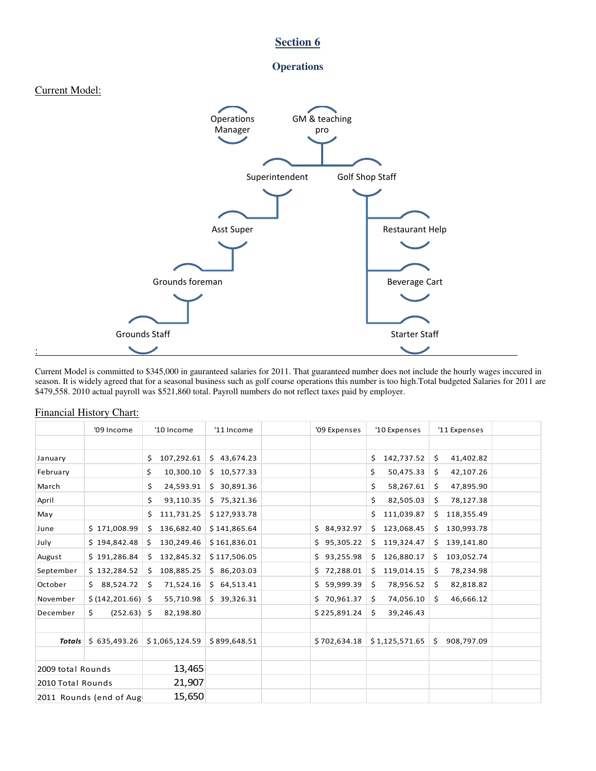# Section 6

## Operations

Current Model:

Operations Manager

GM & teaching pro

Superintendent

Golf Shop Staff

Asst Super

Restaurant Help

Grounds foreman

Beverage Cart

Grounds Staff

Starter Staff

:

Current Model is committed to $345,000 in gauranteed salaries for 2011. That guaranteed number does not include the hourly wages inccured in season. It is widely agreed that for a seasonal business such as golf course operations this number is too high.Total budgeted Salaries for 2011 are $479,558. 2010 actual payroll was $521,860 total. Payroll numbers do not reflect taxes paid by employer.

Financial History Chart:

| | '09 Income | '10 Income | '11 Income | | '09 Expenses | '10 Expenses | '11 Expenses | |
|---|---|---|---|---|---|---|---|---|
| | | | | | | | | |
| January | | $ 107,292.61 | $ 43,674.23 | | | $ 142,737.52 | $ 41,402.82 | |
| February | | $ 10,300.10 | $ 10,577.33 | | | $ 50,475.33 | $ 42,107.26 | |
| March | | $ 24,593.91 | $ 30,891.36 | | | $ 58,267.61 | $ 47,895.90 | |
| April | | $ 93,110.35 | $ 75,321.36 | | | $ 82,505.03 | $ 78,127.38 | |
| May | | $ 111,731.25 | $ 127,933.78 | | | $ 111,039.87 | $ 118,355.49 | |
| June | $ 171,008.99 | $ 136,682.40 | $ 141,865.64 | | $ 84,932.97 | $ 123,068.45 | $ 130,993.78 | |
| July | $ 194,842.48 | $ 130,249.46 | $ 161,836.01 | | $ 95,305.22 | $ 119,324.47 | $ 139,141.80 | |
| August | $ 191,286.84 | $ 132,845.32 | $ 117,506.05 | | $ 93,255.98 | $ 126,880.17 | $ 103,052.74 | |
| September | $ 132,284.52 | $ 108,885.25 | $ 86,203.03 | | $ 72,288.01 | $ 119,014.15 | $ 78,234.98 | |
| October | $ 88,524.72 | $ 71,524.16 | $ 64,513.41 | | $ 59,999.39 | $ 78,956.52 | $ 82,818.82 | |
| November | $ (142,201.66) | $ 55,710.98 | $ 39,326.31 | | $ 70,961.37 | $ 74,056.10 | $ 46,666.12 | |
| December | $ (252.63) | $ 82,198.80 | | | $ 225,891.24 | $ 39,246.43 | | |
| | | | | | | | | |
| ***Totals*** | $ 635,493.26 | $ 1,065,124.59 | $ 899,648.51 | | $ 702,634.18 | $ 1,125,571.65 | $ 908,797.09 | |
| | | | | | | | | |
| 2009 total Rounds | | 13,465 | | | | | | |
| 2010 Total Rounds | | 21,907 | | | | | | |
| 2011 Rounds (end of Aug | | 15,650 | | | | | | |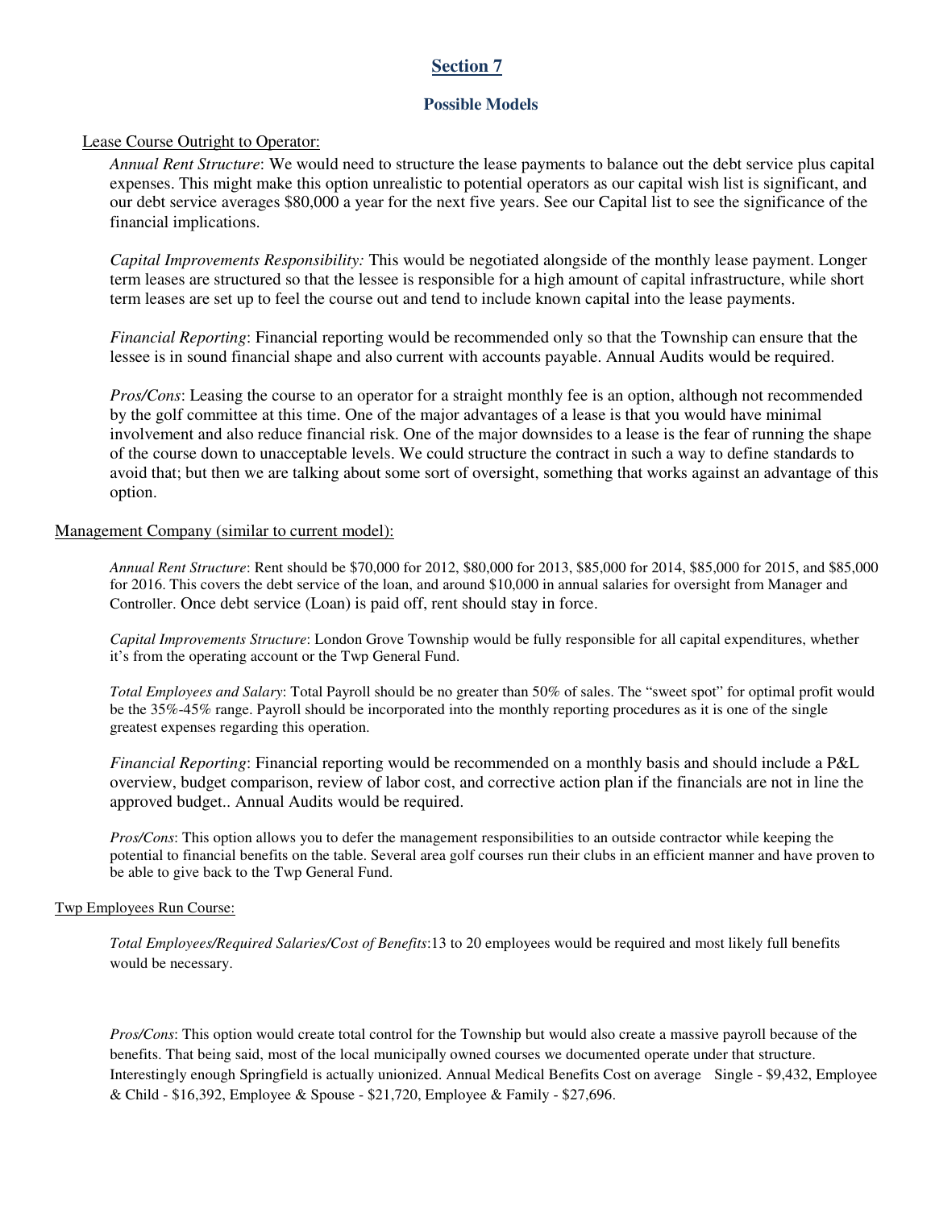## Section 7

### Possible Models

Lease Course Outright to Operator:

*Annual Rent Structure*: We would need to structure the lease payments to balance out the debt service plus capital expenses. This might make this option unrealistic to potential operators as our capital wish list is significant, and our debt service averages $80,000 a year for the next five years. See our Capital list to see the significance of the financial implications.

*Capital Improvements Responsibility:* This would be negotiated alongside of the monthly lease payment. Longer term leases are structured so that the lessee is responsible for a high amount of capital infrastructure, while short term leases are set up to feel the course out and tend to include known capital into the lease payments.

*Financial Reporting*: Financial reporting would be recommended only so that the Township can ensure that the lessee is in sound financial shape and also current with accounts payable. Annual Audits would be required.

*Pros/Cons*: Leasing the course to an operator for a straight monthly fee is an option, although not recommended by the golf committee at this time. One of the major advantages of a lease is that you would have minimal involvement and also reduce financial risk. One of the major downsides to a lease is the fear of running the shape of the course down to unacceptable levels. We could structure the contract in such a way to define standards to avoid that; but then we are talking about some sort of oversight, something that works against an advantage of this option.

Management Company (similar to current model):

*Annual Rent Structure*: Rent should be $70,000 for 2012, $80,000 for 2013, $85,000 for 2014, $85,000 for 2015, and $85,000 for 2016. This covers the debt service of the loan, and around $10,000 in annual salaries for oversight from Manager and Controller. Once debt service (Loan) is paid off, rent should stay in force.

*Capital Improvements Structure*: London Grove Township would be fully responsible for all capital expenditures, whether it's from the operating account or the Twp General Fund.

*Total Employees and Salary*: Total Payroll should be no greater than 50% of sales. The "sweet spot" for optimal profit would be the 35%-45% range. Payroll should be incorporated into the monthly reporting procedures as it is one of the single greatest expenses regarding this operation.

*Financial Reporting*: Financial reporting would be recommended on a monthly basis and should include a P&L overview, budget comparison, review of labor cost, and corrective action plan if the financials are not in line the approved budget.. Annual Audits would be required.

*Pros/Cons*: This option allows you to defer the management responsibilities to an outside contractor while keeping the potential to financial benefits on the table. Several area golf courses run their clubs in an efficient manner and have proven to be able to give back to the Twp General Fund.

Twp Employees Run Course:

*Total Employees/Required Salaries/Cost of Benefits*:13 to 20 employees would be required and most likely full benefits would be necessary.

*Pros/Cons*: This option would create total control for the Township but would also create a massive payroll because of the benefits. That being said, most of the local municipally owned courses we documented operate under that structure. Interestingly enough Springfield is actually unionized. Annual Medical Benefits Cost on average Single - $9,432, Employee & Child - $16,392, Employee & Spouse - $21,720, Employee & Family - $27,696.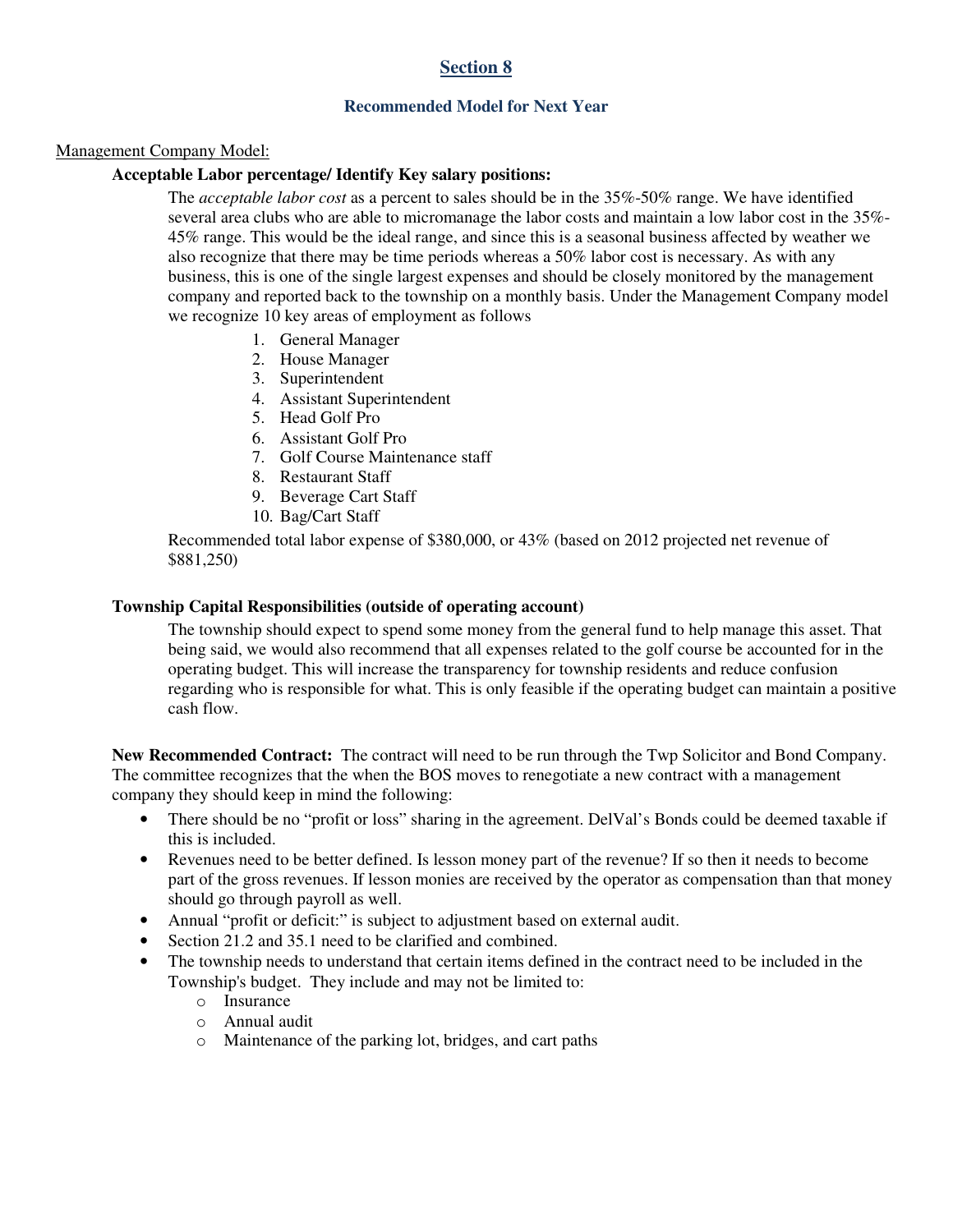## Section 8

### Recommended Model for Next Year

Management Company Model:

**Acceptable Labor percentage/ Identify Key salary positions:**

The *acceptable labor cost* as a percent to sales should be in the 35%-50% range. We have identified several area clubs who are able to micromanage the labor costs and maintain a low labor cost in the 35%-45% range. This would be the ideal range, and since this is a seasonal business affected by weather we also recognize that there may be time periods whereas a 50% labor cost is necessary. As with any business, this is one of the single largest expenses and should be closely monitored by the management company and reported back to the township on a monthly basis. Under the Management Company model we recognize 10 key areas of employment as follows

1. General Manager
2. House Manager
3. Superintendent
4. Assistant Superintendent
5. Head Golf Pro
6. Assistant Golf Pro
7. Golf Course Maintenance staff
8. Restaurant Staff
9. Beverage Cart Staff
10. Bag/Cart Staff

Recommended total labor expense of $380,000, or 43% (based on 2012 projected net revenue of $881,250)

**Township Capital Responsibilities (outside of operating account)**

The township should expect to spend some money from the general fund to help manage this asset. That being said, we would also recommend that all expenses related to the golf course be accounted for in the operating budget. This will increase the transparency for township residents and reduce confusion regarding who is responsible for what. This is only feasible if the operating budget can maintain a positive cash flow.

**New Recommended Contract:** The contract will need to be run through the Twp Solicitor and Bond Company. The committee recognizes that the when the BOS moves to renegotiate a new contract with a management company they should keep in mind the following:

- There should be no "profit or loss" sharing in the agreement. DelVal's Bonds could be deemed taxable if this is included.
- Revenues need to be better defined. Is lesson money part of the revenue? If so then it needs to become part of the gross revenues. If lesson monies are received by the operator as compensation than that money should go through payroll as well.
- Annual "profit or deficit:" is subject to adjustment based on external audit.
- Section 21.2 and 35.1 need to be clarified and combined.
- The township needs to understand that certain items defined in the contract need to be included in the Township's budget. They include and may not be limited to:
  - Insurance
  - Annual audit
  - Maintenance of the parking lot, bridges, and cart paths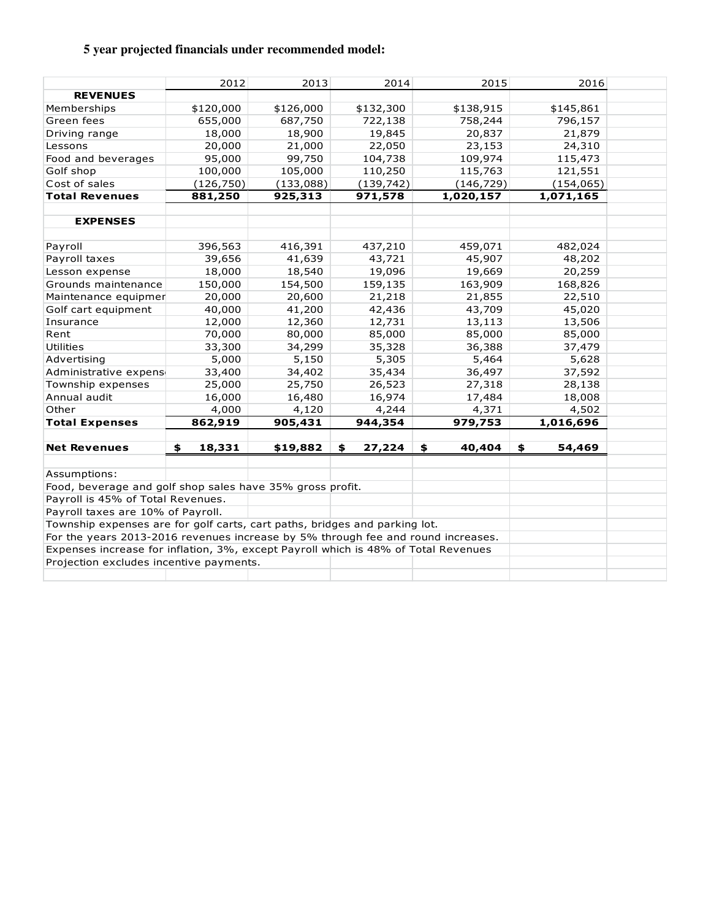**5 year projected financials under recommended model:**

| | 2012 | 2013 | 2014 | 2015 | 2016 |
|---|---|---|---|---|---|
| **REVENUES** | | | | | |
| Memberships | $120,000 | $126,000 | $132,300 | $138,915 | $145,861 |
| Green fees | 655,000 | 687,750 | 722,138 | 758,244 | 796,157 |
| Driving range | 18,000 | 18,900 | 19,845 | 20,837 | 21,879 |
| Lessons | 20,000 | 21,000 | 22,050 | 23,153 | 24,310 |
| Food and beverages | 95,000 | 99,750 | 104,738 | 109,974 | 115,473 |
| Golf shop | 100,000 | 105,000 | 110,250 | 115,763 | 121,551 |
| Cost of sales | (126,750) | (133,088) | (139,742) | (146,729) | (154,065) |
| **Total Revenues** | **881,250** | **925,313** | **971,578** | **1,020,157** | **1,071,165** |
| | | | | | |
| **EXPENSES** | | | | | |
| | | | | | |
| Payroll | 396,563 | 416,391 | 437,210 | 459,071 | 482,024 |
| Payroll taxes | 39,656 | 41,639 | 43,721 | 45,907 | 48,202 |
| Lesson expense | 18,000 | 18,540 | 19,096 | 19,669 | 20,259 |
| Grounds maintenance | 150,000 | 154,500 | 159,135 | 163,909 | 168,826 |
| Maintenance equipmer | 20,000 | 20,600 | 21,218 | 21,855 | 22,510 |
| Golf cart equipment | 40,000 | 41,200 | 42,436 | 43,709 | 45,020 |
| Insurance | 12,000 | 12,360 | 12,731 | 13,113 | 13,506 |
| Rent | 70,000 | 80,000 | 85,000 | 85,000 | 85,000 |
| Utilities | 33,300 | 34,299 | 35,328 | 36,388 | 37,479 |
| Advertising | 5,000 | 5,150 | 5,305 | 5,464 | 5,628 |
| Administrative expens | 33,400 | 34,402 | 35,434 | 36,497 | 37,592 |
| Township expenses | 25,000 | 25,750 | 26,523 | 27,318 | 28,138 |
| Annual audit | 16,000 | 16,480 | 16,974 | 17,484 | 18,008 |
| Other | 4,000 | 4,120 | 4,244 | 4,371 | 4,502 |
| **Total Expenses** | **862,919** | **905,431** | **944,354** | **979,753** | **1,016,696** |
| | | | | | |
| **Net Revenues** | **$ 18,331** | **$19,882** | **$ 27,224** | **$ 40,404** | **$ 54,469** |

Assumptions:
Food, beverage and golf shop sales have 35% gross profit.
Payroll is 45% of Total Revenues.
Payroll taxes are 10% of Payroll.
Township expenses are for golf carts, cart paths, bridges and parking lot.
For the years 2013-2016 revenues increase by 5% through fee and round increases.
Expenses increase for inflation, 3%, except Payroll which is 48% of Total Revenues
Projection excludes incentive payments.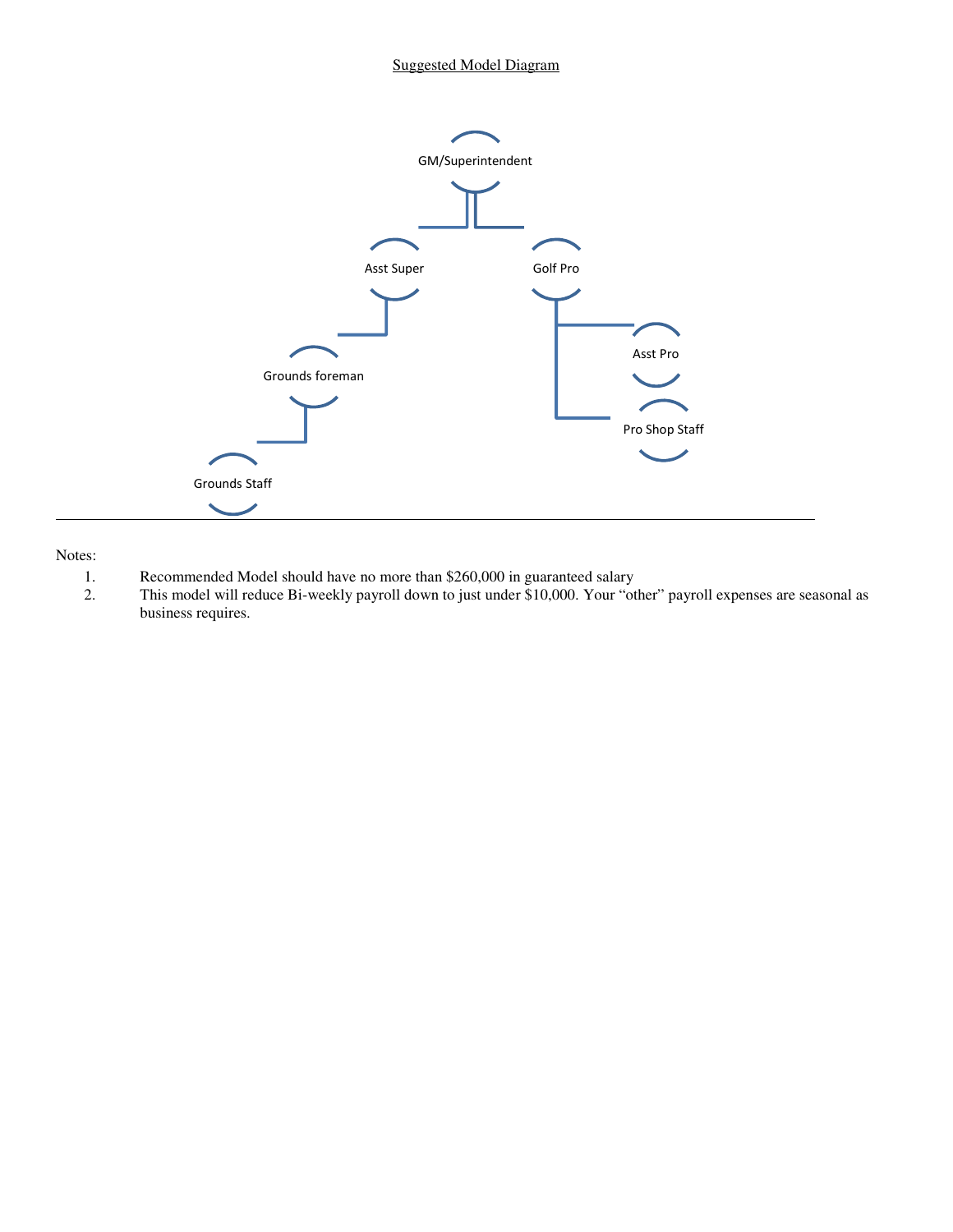Suggested Model Diagram

GM/Superintendent

- Asst Super
  - Grounds foreman
    - Grounds Staff
- Golf Pro
  - Asst Pro
  - Pro Shop Staff

Notes:

1. Recommended Model should have no more than $260,000 in guaranteed salary
2. This model will reduce Bi-weekly payroll down to just under $10,000. Your "other" payroll expenses are seasonal as business requires.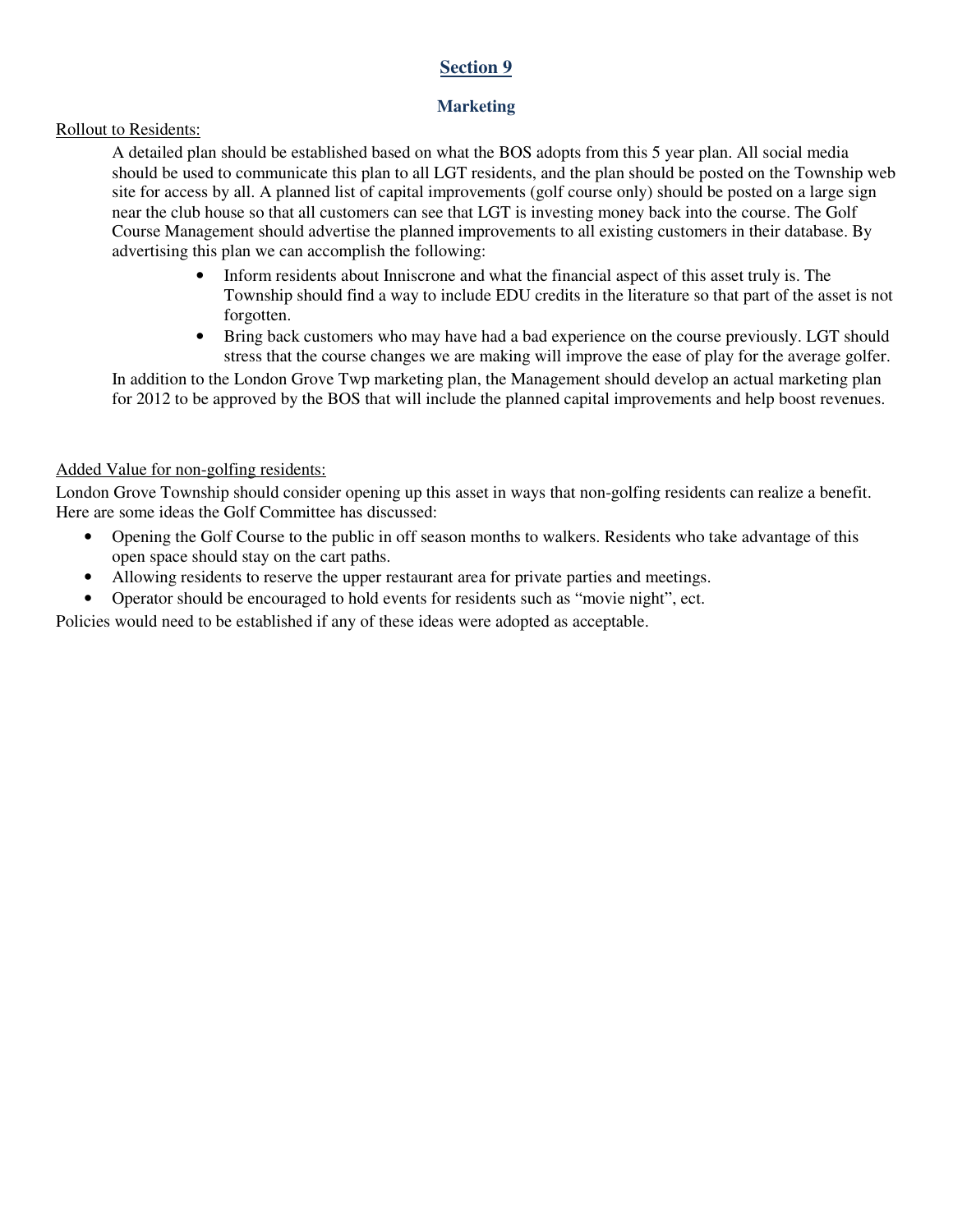# Section 9

## Marketing

Rollout to Residents:

A detailed plan should be established based on what the BOS adopts from this 5 year plan. All social media should be used to communicate this plan to all LGT residents, and the plan should be posted on the Township web site for access by all. A planned list of capital improvements (golf course only) should be posted on a large sign near the club house so that all customers can see that LGT is investing money back into the course. The Golf Course Management should advertise the planned improvements to all existing customers in their database. By advertising this plan we can accomplish the following:

- Inform residents about Inniscrone and what the financial aspect of this asset truly is. The Township should find a way to include EDU credits in the literature so that part of the asset is not forgotten.
- Bring back customers who may have had a bad experience on the course previously. LGT should stress that the course changes we are making will improve the ease of play for the average golfer.

In addition to the London Grove Twp marketing plan, the Management should develop an actual marketing plan for 2012 to be approved by the BOS that will include the planned capital improvements and help boost revenues.

Added Value for non-golfing residents:

London Grove Township should consider opening up this asset in ways that non-golfing residents can realize a benefit. Here are some ideas the Golf Committee has discussed:

- Opening the Golf Course to the public in off season months to walkers. Residents who take advantage of this open space should stay on the cart paths.
- Allowing residents to reserve the upper restaurant area for private parties and meetings.
- Operator should be encouraged to hold events for residents such as "movie night", ect.

Policies would need to be established if any of these ideas were adopted as acceptable.